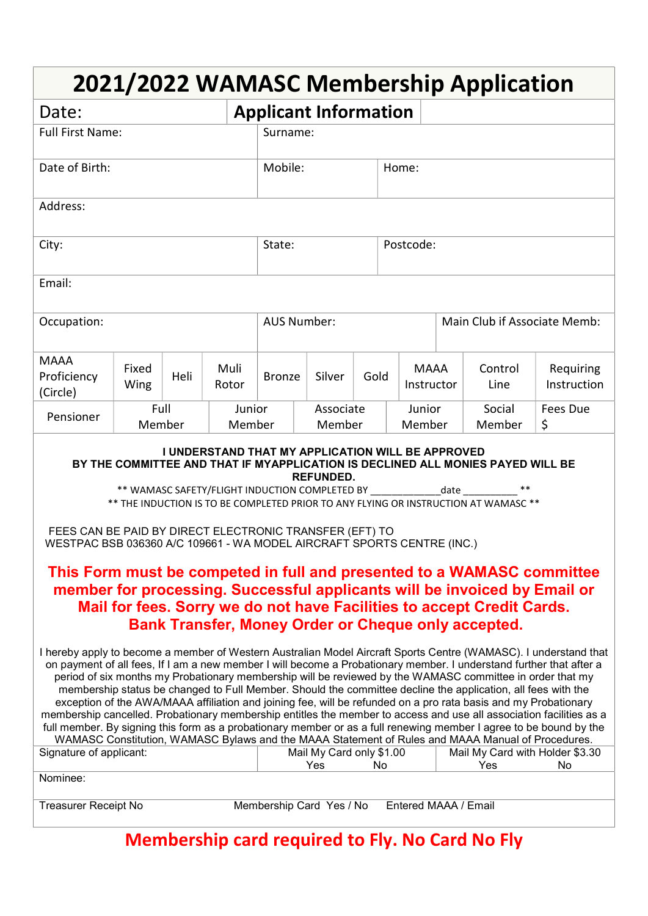# 2021/2022 WAMASC Membership Application

| Date: | Applicant Information | |
|---|---|---|
| Full First Name: | Surname: | |
| Date of Birth: | Mobile: | Home: |
| Address: | | |
| City: | State: | Postcode: |
| Email: | | |
| Occupation: | AUS Number: | Main Club if Associate Memb: |

| MAAA Proficiency (Circle) | Fixed Wing | Heli | Muli Rotor | Bronze | Silver | Gold | MAAA Instructor | Control Line | Requiring Instruction |
|---|---|---|---|---|---|---|---|---|---|
| Pensioner | Full Member | | Junior Member | Associate Member | | Junior Member | | Social Member | Fees Due $ |

**I UNDERSTAND THAT MY APPLICATION WILL BE APPROVED BY THE COMMITTEE AND THAT IF MYAPPLICATION IS DECLINED ALL MONIES PAYED WILL BE REFUNDED.**

** WAMASC SAFETY/FLIGHT INDUCTION COMPLETED BY _____________date __________ **

** THE INDUCTION IS TO BE COMPLETED PRIOR TO ANY FLYING OR INSTRUCTION AT WAMASC **

FEES CAN BE PAID BY DIRECT ELECTRONIC TRANSFER (EFT) TO
WESTPAC BSB 036360 A/C 109661 - WA MODEL AIRCRAFT SPORTS CENTRE (INC.)

**This Form must be competed in full and presented to a WAMASC committee member for processing. Successful applicants will be invoiced by Email or Mail for fees. Sorry we do not have Facilities to accept Credit Cards. Bank Transfer, Money Order or Cheque only accepted.**

I hereby apply to become a member of Western Australian Model Aircraft Sports Centre (WAMASC). I understand that on payment of all fees, If I am a new member I will become a Probationary member. I understand further that after a period of six months my Probationary membership will be reviewed by the WAMASC committee in order that my membership status be changed to Full Member. Should the committee decline the application, all fees with the exception of the AWA/MAAA affiliation and joining fee, will be refunded on a pro rata basis and my Probationary membership cancelled. Probationary membership entitles the member to access and use all association facilities as a full member. By signing this form as a probationary member or as a full renewing member I agree to be bound by the WAMASC Constitution, WAMASC Bylaws and the MAAA Statement of Rules and MAAA Manual of Procedures.

| Signature of applicant: | Mail My Card only $1.00<br>Yes No | Mail My Card with Holder $3.30<br>Yes No |
|---|---|---|
| Nominee: | | |
| Treasurer Receipt No | Membership Card Yes / No | Entered MAAA / Email |

**Membership card required to Fly. No Card No Fly**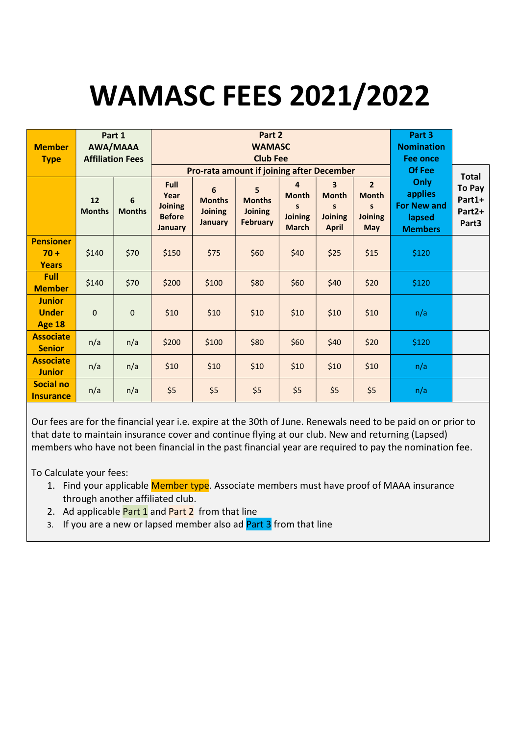# WAMASC FEES 2021/2022

| Member Type | Part 1 AWA/MAAA Affiliation Fees | | Part 2 WAMASC Club Fee | | | | | | Part 3 Nomination Fee once Of Fee Only applies For New and lapsed Members | Total To Pay Part1+ Part2+ Part3 |
|---|---|---|---|---|---|---|---|---|---|---|
| | | | Pro-rata amount if joining after December | | | | | | | |
| | 12 Months | 6 Months | Full Year Joining Before January | 6 Months Joining January | 5 Months Joining February | 4 Months Joining March | 3 Months Joining April | 2 Months Joining May | | |
| Pensioner 70 + Years | $140 | $70 | $150 | $75 | $60 | $40 | $25 | $15 | $120 | |
| Full Member | $140 | $70 | $200 | $100 | $80 | $60 | $40 | $20 | $120 | |
| Junior Under Age 18 | 0 | 0 | $10 | $10 | $10 | $10 | $10 | $10 | n/a | |
| Associate Senior | n/a | n/a | $200 | $100 | $80 | $60 | $40 | $20 | $120 | |
| Associate Junior | n/a | n/a | $10 | $10 | $10 | $10 | $10 | $10 | n/a | |
| Social no Insurance | n/a | n/a | $5 | $5 | $5 | $5 | $5 | $5 | n/a | |

Our fees are for the financial year i.e. expire at the 30th of June. Renewals need to be paid on or prior to that date to maintain insurance cover and continue flying at our club. New and returning (Lapsed) members who have not been financial in the past financial year are required to pay the nomination fee.

To Calculate your fees:

1. Find your applicable Member type. Associate members must have proof of MAAA insurance through another affiliated club.
2. Ad applicable Part 1 and Part 2 from that line
3. If you are a new or lapsed member also ad Part 3 from that line